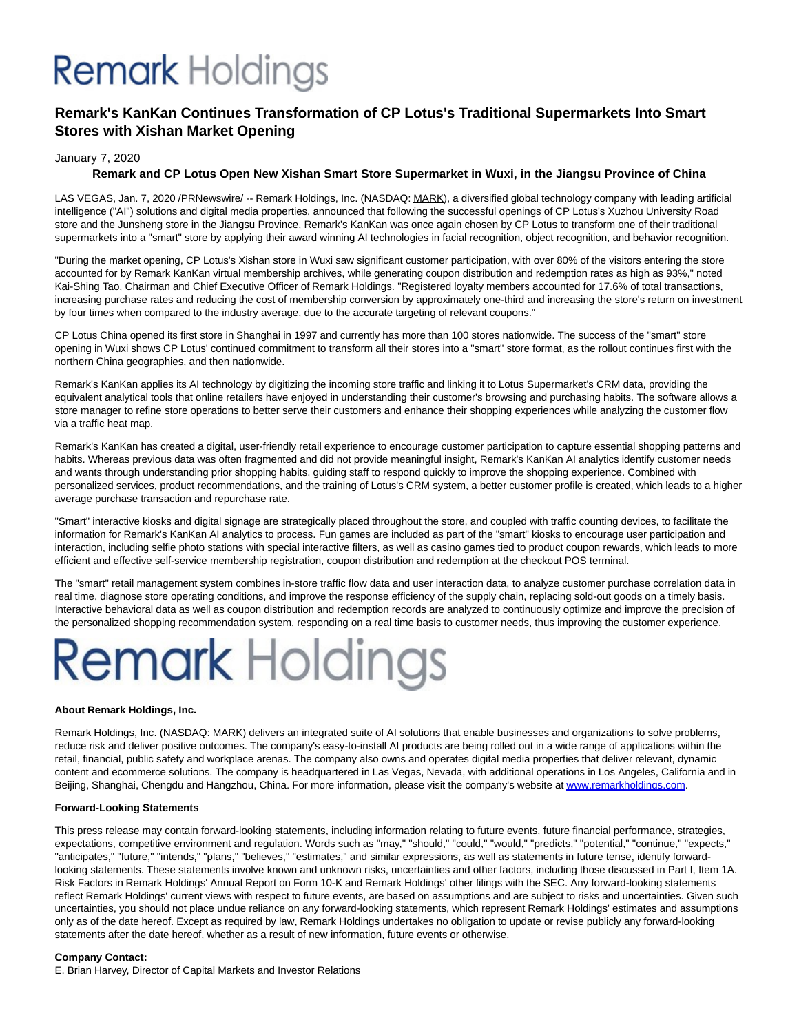# Remark Holdings

## Remark's KanKan Continues Transformation of CP Lotus's Traditional Supermarkets Into Smart Stores with Xishan Market Opening

January 7, 2020

### Remark and CP Lotus Open New Xishan Smart Store Supermarket in Wuxi, in the Jiangsu Province of China

LAS VEGAS, Jan. 7, 2020 /PRNewswire/ -- Remark Holdings, Inc. (NASDAQ: MARK), a diversified global technology company with leading artificial intelligence ("AI") solutions and digital media properties, announced that following the successful openings of CP Lotus's Xuzhou University Road store and the Junsheng store in the Jiangsu Province, Remark's KanKan was once again chosen by CP Lotus to transform one of their traditional supermarkets into a "smart" store by applying their award winning AI technologies in facial recognition, object recognition, and behavior recognition.

"During the market opening, CP Lotus's Xishan store in Wuxi saw significant customer participation, with over 80% of the visitors entering the store accounted for by Remark KanKan virtual membership archives, while generating coupon distribution and redemption rates as high as 93%," noted Kai-Shing Tao, Chairman and Chief Executive Officer of Remark Holdings. "Registered loyalty members accounted for 17.6% of total transactions, increasing purchase rates and reducing the cost of membership conversion by approximately one-third and increasing the store's return on investment by four times when compared to the industry average, due to the accurate targeting of relevant coupons."

CP Lotus China opened its first store in Shanghai in 1997 and currently has more than 100 stores nationwide. The success of the "smart" store opening in Wuxi shows CP Lotus' continued commitment to transform all their stores into a "smart" store format, as the rollout continues first with the northern China geographies, and then nationwide.

Remark's KanKan applies its AI technology by digitizing the incoming store traffic and linking it to Lotus Supermarket's CRM data, providing the equivalent analytical tools that online retailers have enjoyed in understanding their customer's browsing and purchasing habits. The software allows a store manager to refine store operations to better serve their customers and enhance their shopping experiences while analyzing the customer flow via a traffic heat map.

Remark's KanKan has created a digital, user-friendly retail experience to encourage customer participation to capture essential shopping patterns and habits. Whereas previous data was often fragmented and did not provide meaningful insight, Remark's KanKan AI analytics identify customer needs and wants through understanding prior shopping habits, guiding staff to respond quickly to improve the shopping experience. Combined with personalized services, product recommendations, and the training of Lotus's CRM system, a better customer profile is created, which leads to a higher average purchase transaction and repurchase rate.

"Smart" interactive kiosks and digital signage are strategically placed throughout the store, and coupled with traffic counting devices, to facilitate the information for Remark's KanKan AI analytics to process. Fun games are included as part of the "smart" kiosks to encourage user participation and interaction, including selfie photo stations with special interactive filters, as well as casino games tied to product coupon rewards, which leads to more efficient and effective self-service membership registration, coupon distribution and redemption at the checkout POS terminal.

The "smart" retail management system combines in-store traffic flow data and user interaction data, to analyze customer purchase correlation data in real time, diagnose store operating conditions, and improve the response efficiency of the supply chain, replacing sold-out goods on a timely basis. Interactive behavioral data as well as coupon distribution and redemption records are analyzed to continuously optimize and improve the precision of the personalized shopping recommendation system, responding on a real time basis to customer needs, thus improving the customer experience.

Remark Holdings

**About Remark Holdings, Inc.**

Remark Holdings, Inc. (NASDAQ: MARK) delivers an integrated suite of AI solutions that enable businesses and organizations to solve problems, reduce risk and deliver positive outcomes. The company's easy-to-install AI products are being rolled out in a wide range of applications within the retail, financial, public safety and workplace arenas. The company also owns and operates digital media properties that deliver relevant, dynamic content and ecommerce solutions. The company is headquartered in Las Vegas, Nevada, with additional operations in Los Angeles, California and in Beijing, Shanghai, Chengdu and Hangzhou, China. For more information, please visit the company's website at www.remarkholdings.com.

**Forward-Looking Statements**

This press release may contain forward-looking statements, including information relating to future events, future financial performance, strategies, expectations, competitive environment and regulation. Words such as "may," "should," "could," "would," "predicts," "potential," "continue," "expects," "anticipates," "future," "intends," "plans," "believes," "estimates," and similar expressions, as well as statements in future tense, identify forward-looking statements. These statements involve known and unknown risks, uncertainties and other factors, including those discussed in Part I, Item 1A. Risk Factors in Remark Holdings' Annual Report on Form 10-K and Remark Holdings' other filings with the SEC. Any forward-looking statements reflect Remark Holdings' current views with respect to future events, are based on assumptions and are subject to risks and uncertainties. Given such uncertainties, you should not place undue reliance on any forward-looking statements, which represent Remark Holdings' estimates and assumptions only as of the date hereof. Except as required by law, Remark Holdings undertakes no obligation to update or revise publicly any forward-looking statements after the date hereof, whether as a result of new information, future events or otherwise.

**Company Contact:**

E. Brian Harvey, Director of Capital Markets and Investor Relations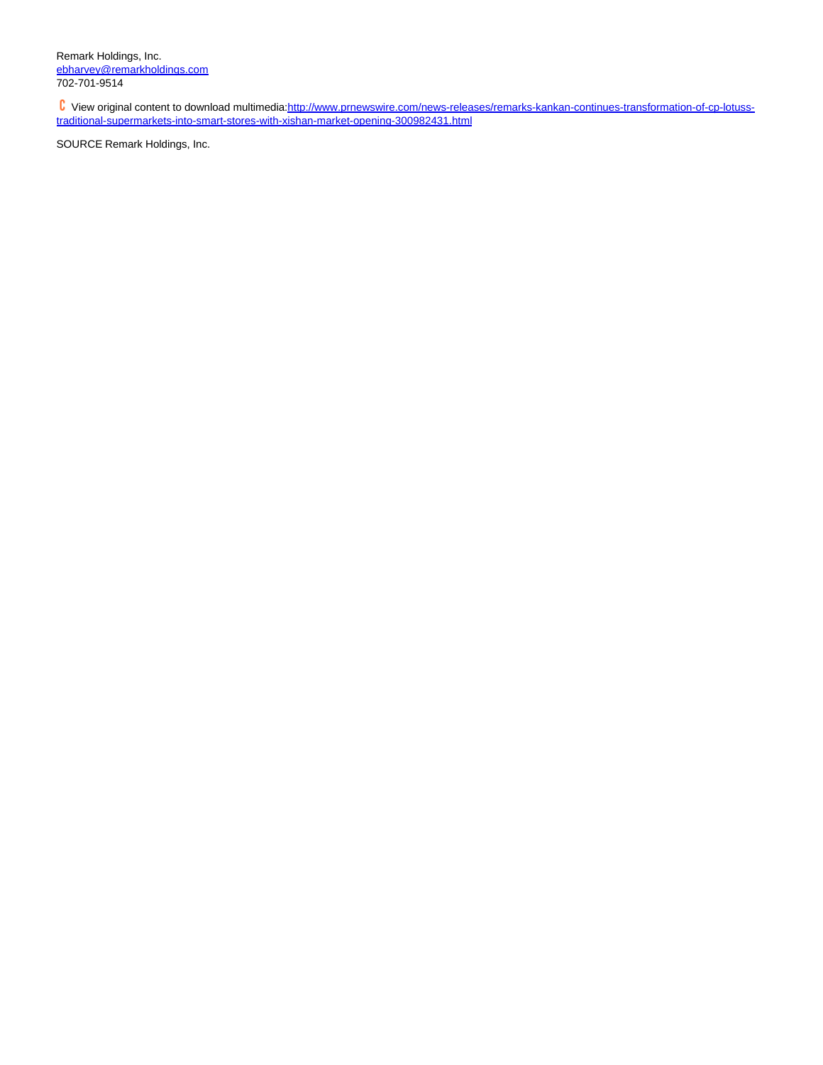Remark Holdings, Inc.
ebharvey@remarkholdings.com
702-701-9514

View original content to download multimedia:http://www.prnewswire.com/news-releases/remarks-kankan-continues-transformation-of-cp-lotuss-traditional-supermarkets-into-smart-stores-with-xishan-market-opening-300982431.html

SOURCE Remark Holdings, Inc.